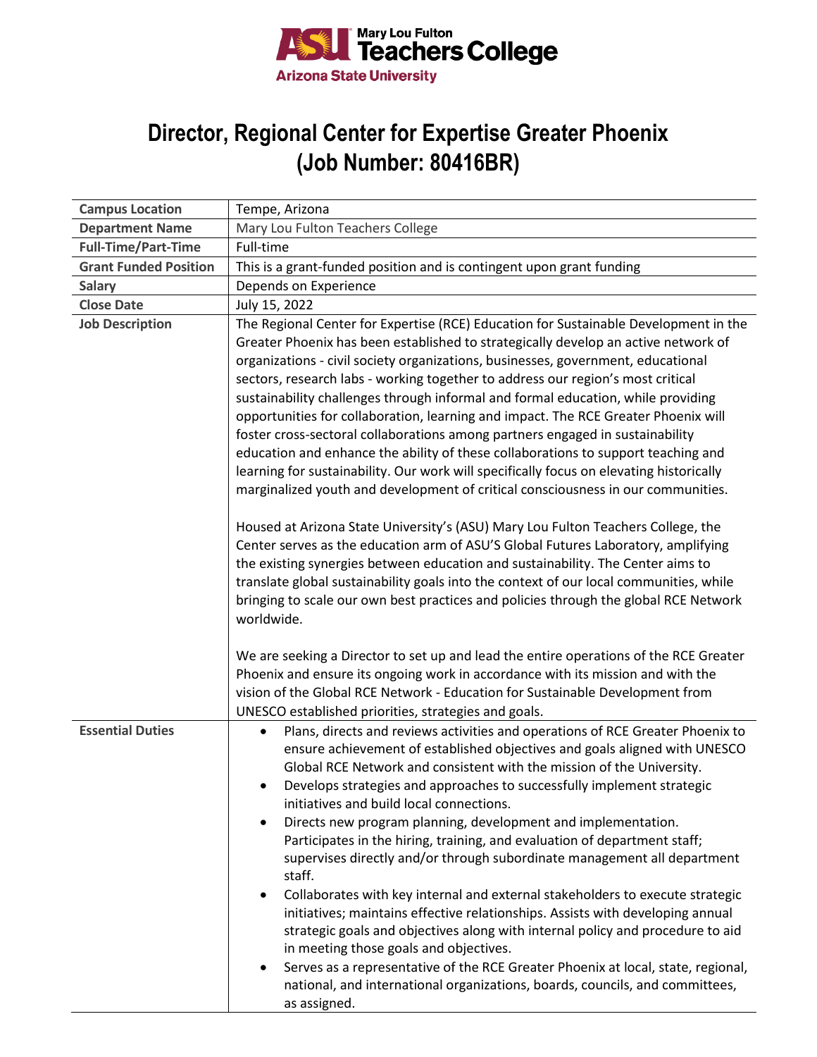Mary Lou Fulton Teachers College
Arizona State University

# Director, Regional Center for Expertise Greater Phoenix (Job Number: 80416BR)

| | |
|---|---|
| **Campus Location** | Tempe, Arizona |
| **Department Name** | Mary Lou Fulton Teachers College |
| **Full-Time/Part-Time** | Full-time |
| **Grant Funded Position** | This is a grant-funded position and is contingent upon grant funding |
| **Salary** | Depends on Experience |
| **Close Date** | July 15, 2022 |
| **Job Description** | The Regional Center for Expertise (RCE) Education for Sustainable Development in the Greater Phoenix has been established to strategically develop an active network of organizations - civil society organizations, businesses, government, educational sectors, research labs - working together to address our region's most critical sustainability challenges through informal and formal education, while providing opportunities for collaboration, learning and impact. The RCE Greater Phoenix will foster cross-sectoral collaborations among partners engaged in sustainability education and enhance the ability of these collaborations to support teaching and learning for sustainability. Our work will specifically focus on elevating historically marginalized youth and development of critical consciousness in our communities.<br><br>Housed at Arizona State University's (ASU) Mary Lou Fulton Teachers College, the Center serves as the education arm of ASU'S Global Futures Laboratory, amplifying the existing synergies between education and sustainability. The Center aims to translate global sustainability goals into the context of our local communities, while bringing to scale our own best practices and policies through the global RCE Network worldwide.<br><br>We are seeking a Director to set up and lead the entire operations of the RCE Greater Phoenix and ensure its ongoing work in accordance with its mission and with the vision of the Global RCE Network - Education for Sustainable Development from UNESCO established priorities, strategies and goals. |
| **Essential Duties** | • Plans, directs and reviews activities and operations of RCE Greater Phoenix to ensure achievement of established objectives and goals aligned with UNESCO Global RCE Network and consistent with the mission of the University.<br>• Develops strategies and approaches to successfully implement strategic initiatives and build local connections.<br>• Directs new program planning, development and implementation. Participates in the hiring, training, and evaluation of department staff; supervises directly and/or through subordinate management all department staff.<br>• Collaborates with key internal and external stakeholders to execute strategic initiatives; maintains effective relationships. Assists with developing annual strategic goals and objectives along with internal policy and procedure to aid in meeting those goals and objectives.<br>• Serves as a representative of the RCE Greater Phoenix at local, state, regional, national, and international organizations, boards, councils, and committees, as assigned. |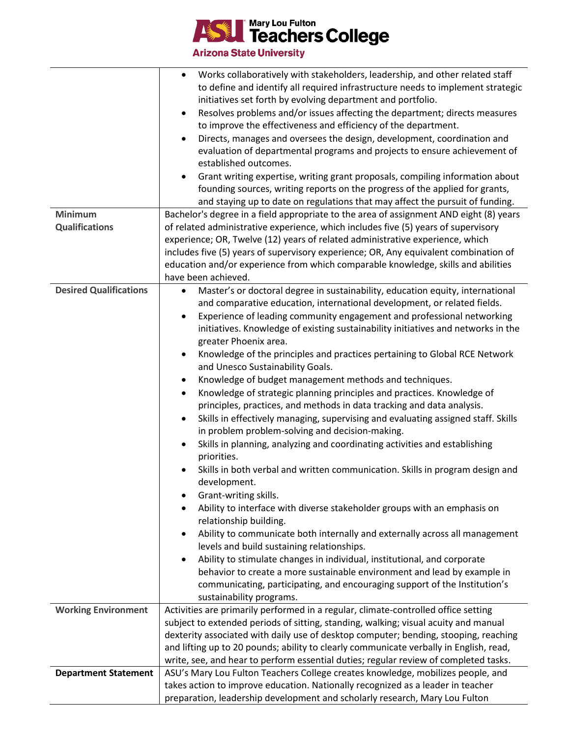| | |
|---|---|
| | • Works collaboratively with stakeholders, leadership, and other related staff to define and identify all required infrastructure needs to implement strategic initiatives set forth by evolving department and portfolio.<br>• Resolves problems and/or issues affecting the department; directs measures to improve the effectiveness and efficiency of the department.<br>• Directs, manages and oversees the design, development, coordination and evaluation of departmental programs and projects to ensure achievement of established outcomes.<br>• Grant writing expertise, writing grant proposals, compiling information about founding sources, writing reports on the progress of the applied for grants, and staying up to date on regulations that may affect the pursuit of funding. |
| **Minimum Qualifications** | Bachelor's degree in a field appropriate to the area of assignment AND eight (8) years of related administrative experience, which includes five (5) years of supervisory experience; OR, Twelve (12) years of related administrative experience, which includes five (5) years of supervisory experience; OR, Any equivalent combination of education and/or experience from which comparable knowledge, skills and abilities have been achieved. |
| **Desired Qualifications** | • Master's or doctoral degree in sustainability, education equity, international and comparative education, international development, or related fields.<br>• Experience of leading community engagement and professional networking initiatives. Knowledge of existing sustainability initiatives and networks in the greater Phoenix area.<br>• Knowledge of the principles and practices pertaining to Global RCE Network and Unesco Sustainability Goals.<br>• Knowledge of budget management methods and techniques.<br>• Knowledge of strategic planning principles and practices. Knowledge of principles, practices, and methods in data tracking and data analysis.<br>• Skills in effectively managing, supervising and evaluating assigned staff. Skills in problem problem-solving and decision-making.<br>• Skills in planning, analyzing and coordinating activities and establishing priorities.<br>• Skills in both verbal and written communication. Skills in program design and development.<br>• Grant-writing skills.<br>• Ability to interface with diverse stakeholder groups with an emphasis on relationship building.<br>• Ability to communicate both internally and externally across all management levels and build sustaining relationships.<br>• Ability to stimulate changes in individual, institutional, and corporate behavior to create a more sustainable environment and lead by example in communicating, participating, and encouraging support of the Institution's sustainability programs. |
| **Working Environment** | Activities are primarily performed in a regular, climate-controlled office setting subject to extended periods of sitting, standing, walking; visual acuity and manual dexterity associated with daily use of desktop computer; bending, stooping, reaching and lifting up to 20 pounds; ability to clearly communicate verbally in English, read, write, see, and hear to perform essential duties; regular review of completed tasks. |
| **Department Statement** | ASU's Mary Lou Fulton Teachers College creates knowledge, mobilizes people, and takes action to improve education. Nationally recognized as a leader in teacher preparation, leadership development and scholarly research, Mary Lou Fulton |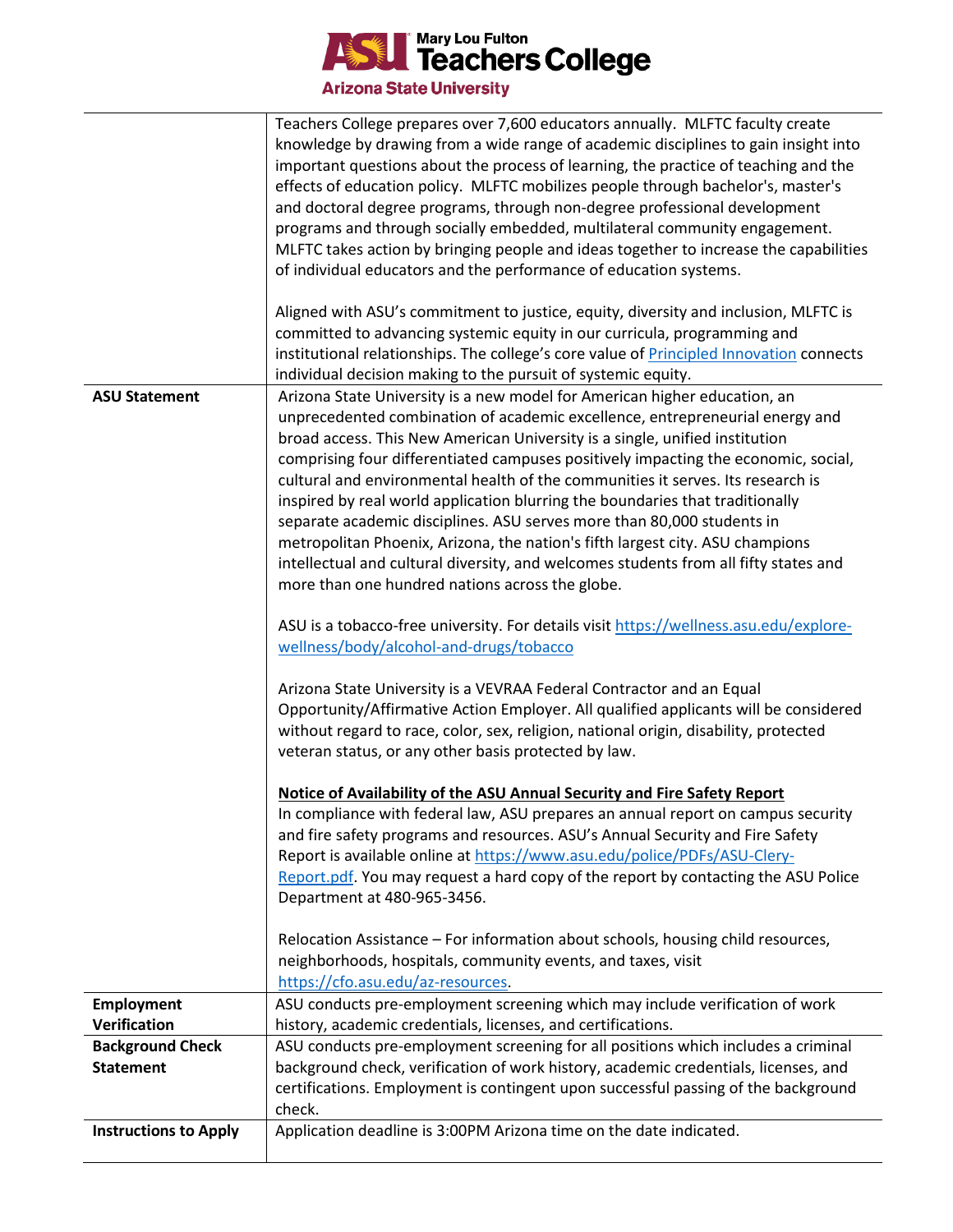| | |
|---|---|
| | Teachers College prepares over 7,600 educators annually. MLFTC faculty create knowledge by drawing from a wide range of academic disciplines to gain insight into important questions about the process of learning, the practice of teaching and the effects of education policy. MLFTC mobilizes people through bachelor's, master's and doctoral degree programs, through non-degree professional development programs and through socially embedded, multilateral community engagement. MLFTC takes action by bringing people and ideas together to increase the capabilities of individual educators and the performance of education systems.<br><br>Aligned with ASU's commitment to justice, equity, diversity and inclusion, MLFTC is committed to advancing systemic equity in our curricula, programming and institutional relationships. The college's core value of [Principled Innovation](https://education.asu.edu/about/principled-innovation) connects individual decision making to the pursuit of systemic equity. |
| **ASU Statement** | Arizona State University is a new model for American higher education, an unprecedented combination of academic excellence, entrepreneurial energy and broad access. This New American University is a single, unified institution comprising four differentiated campuses positively impacting the economic, social, cultural and environmental health of the communities it serves. Its research is inspired by real world application blurring the boundaries that traditionally separate academic disciplines. ASU serves more than 80,000 students in metropolitan Phoenix, Arizona, the nation's fifth largest city. ASU champions intellectual and cultural diversity, and welcomes students from all fifty states and more than one hundred nations across the globe.<br><br>ASU is a tobacco-free university. For details visit https://wellness.asu.edu/explore-wellness/body/alcohol-and-drugs/tobacco<br><br>Arizona State University is a VEVRAA Federal Contractor and an Equal Opportunity/Affirmative Action Employer. All qualified applicants will be considered without regard to race, color, sex, religion, national origin, disability, protected veteran status, or any other basis protected by law.<br><br>**Notice of Availability of the ASU Annual Security and Fire Safety Report**<br>In compliance with federal law, ASU prepares an annual report on campus security and fire safety programs and resources. ASU's Annual Security and Fire Safety Report is available online at https://www.asu.edu/police/PDFs/ASU-Clery-Report.pdf. You may request a hard copy of the report by contacting the ASU Police Department at 480-965-3456.<br><br>Relocation Assistance – For information about schools, housing child resources, neighborhoods, hospitals, community events, and taxes, visit https://cfo.asu.edu/az-resources. |
| **Employment Verification** | ASU conducts pre-employment screening which may include verification of work history, academic credentials, licenses, and certifications. |
| **Background Check Statement** | ASU conducts pre-employment screening for all positions which includes a criminal background check, verification of work history, academic credentials, licenses, and certifications. Employment is contingent upon successful passing of the background check. |
| **Instructions to Apply** | Application deadline is 3:00PM Arizona time on the date indicated. |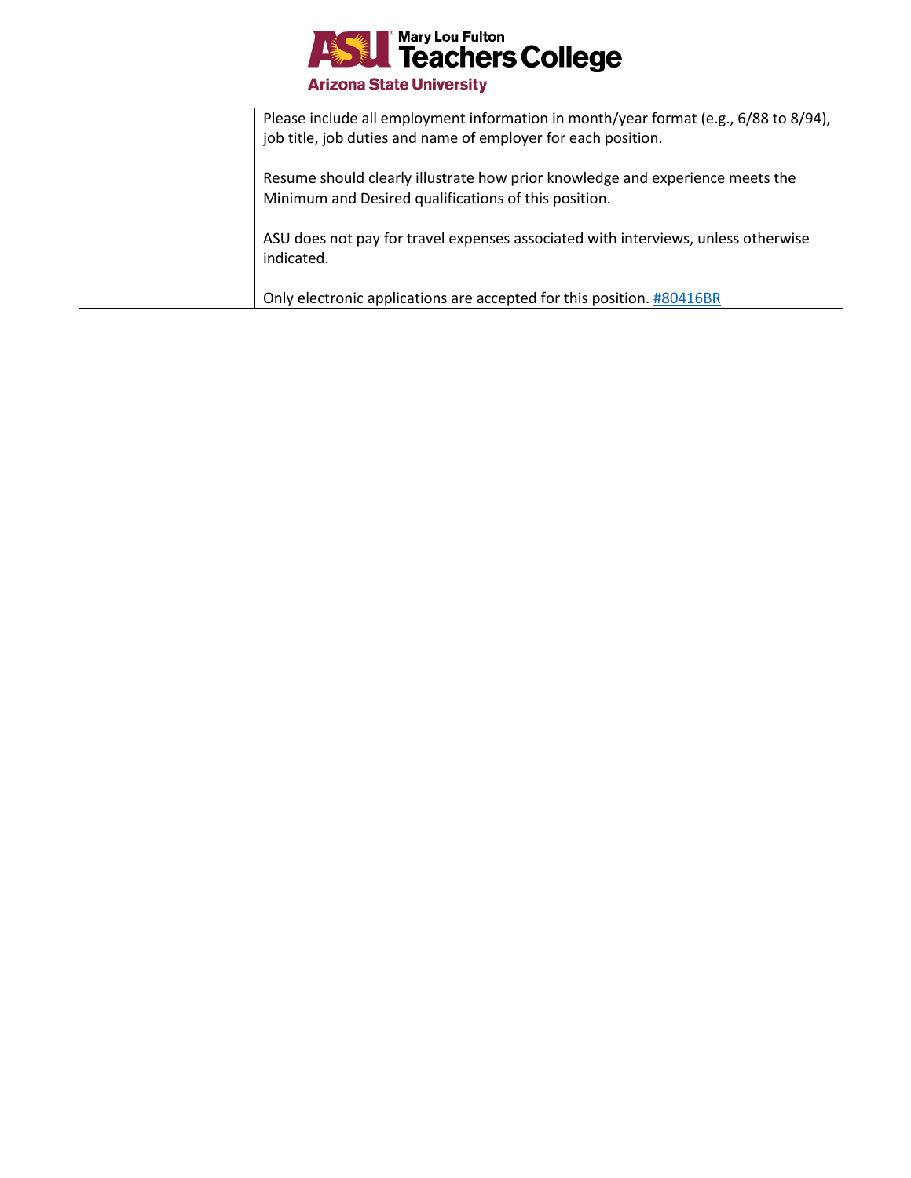| | |
|---|---|
| | Please include all employment information in month/year format (e.g., 6/88 to 8/94), job title, job duties and name of employer for each position.<br><br>Resume should clearly illustrate how prior knowledge and experience meets the Minimum and Desired qualifications of this position.<br><br>ASU does not pay for travel expenses associated with interviews, unless otherwise indicated.<br><br>Only electronic applications are accepted for this position. #80416BR |